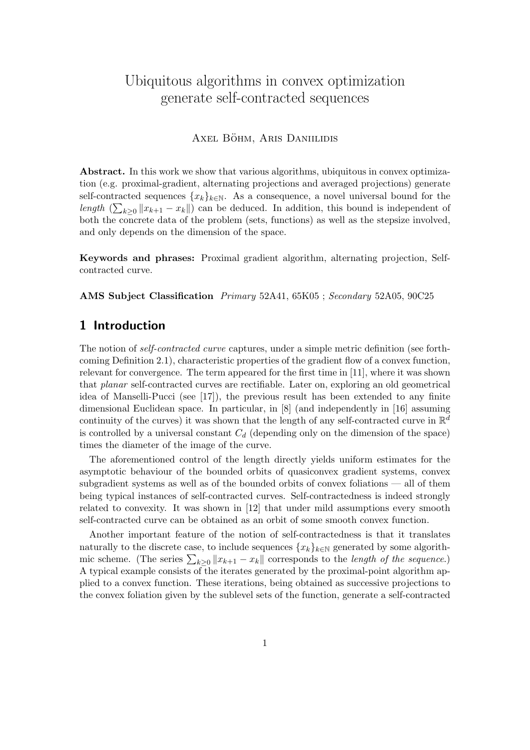# Ubiquitous algorithms in convex optimization generate self-contracted sequences

Axel Böhm, Aris Daniilidis

**Abstract.** In this work we show that various algorithms, ubiquitous in convex optimization (e.g. proximal-gradient, alternating projections and averaged projections) generate self-contracted sequences $\{x_k\}_{k\in\mathbb{N}}$. As a consequence, a novel universal bound for the *length* ($\sum_{k\geq 0}\|x_{k+1}-x_k\|$) can be deduced. In addition, this bound is independent of both the concrete data of the problem (sets, functions) as well as the stepsize involved, and only depends on the dimension of the space.

**Keywords and phrases:** Proximal gradient algorithm, alternating projection, Self-contracted curve.

**AMS Subject Classification** *Primary* 52A41, 65K05 ; *Secondary* 52A05, 90C25

## 1 Introduction

The notion of *self-contracted curve* captures, under a simple metric definition (see forthcoming Definition 2.1), characteristic properties of the gradient flow of a convex function, relevant for convergence. The term appeared for the first time in [11], where it was shown that *planar* self-contracted curves are rectifiable. Later on, exploring an old geometrical idea of Manselli-Pucci (see [17]), the previous result has been extended to any finite dimensional Euclidean space. In particular, in [8] (and independently in [16] assuming continuity of the curves) it was shown that the length of any self-contracted curve in $\mathbb{R}^d$ is controlled by a universal constant $C_d$ (depending only on the dimension of the space) times the diameter of the image of the curve.

The aforementioned control of the length directly yields uniform estimates for the asymptotic behaviour of the bounded orbits of quasiconvex gradient systems, convex subgradient systems as well as of the bounded orbits of convex foliations — all of them being typical instances of self-contracted curves. Self-contractedness is indeed strongly related to convexity. It was shown in [12] that under mild assumptions every smooth self-contracted curve can be obtained as an orbit of some smooth convex function.

Another important feature of the notion of self-contractedness is that it translates naturally to the discrete case, to include sequences $\{x_k\}_{k\in\mathbb{N}}$ generated by some algorithmic scheme. (The series $\sum_{k\geq 0}\|x_{k+1}-x_k\|$ corresponds to the *length of the sequence*.) A typical example consists of the iterates generated by the proximal-point algorithm applied to a convex function. These iterations, being obtained as successive projections to the convex foliation given by the sublevel sets of the function, generate a self-contracted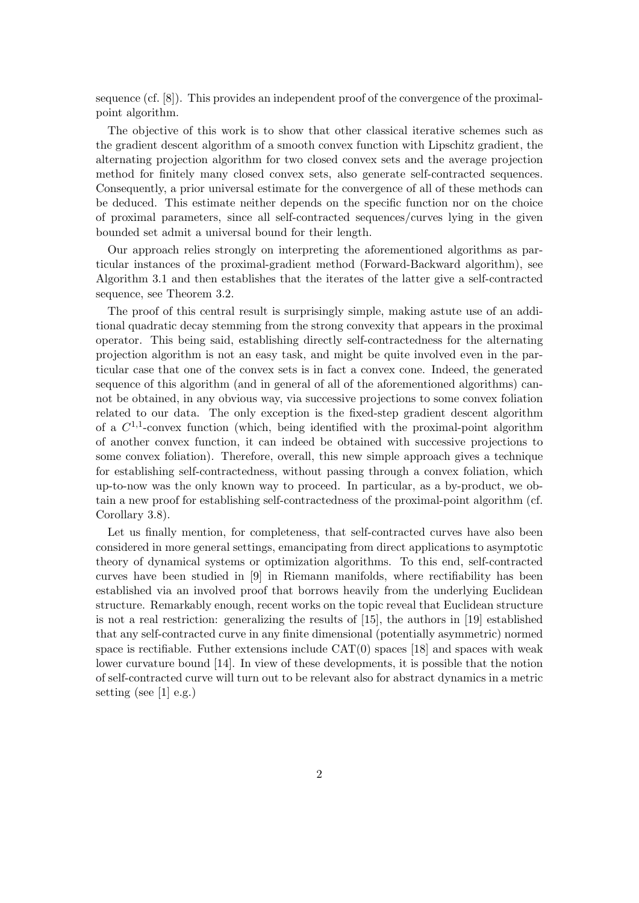sequence (cf. [8]). This provides an independent proof of the convergence of the proximal-point algorithm.

The objective of this work is to show that other classical iterative schemes such as the gradient descent algorithm of a smooth convex function with Lipschitz gradient, the alternating projection algorithm for two closed convex sets and the average projection method for finitely many closed convex sets, also generate self-contracted sequences. Consequently, a prior universal estimate for the convergence of all of these methods can be deduced. This estimate neither depends on the specific function nor on the choice of proximal parameters, since all self-contracted sequences/curves lying in the given bounded set admit a universal bound for their length.

Our approach relies strongly on interpreting the aforementioned algorithms as particular instances of the proximal-gradient method (Forward-Backward algorithm), see Algorithm 3.1 and then establishes that the iterates of the latter give a self-contracted sequence, see Theorem 3.2.

The proof of this central result is surprisingly simple, making astute use of an additional quadratic decay stemming from the strong convexity that appears in the proximal operator. This being said, establishing directly self-contractedness for the alternating projection algorithm is not an easy task, and might be quite involved even in the particular case that one of the convex sets is in fact a convex cone. Indeed, the generated sequence of this algorithm (and in general of all of the aforementioned algorithms) cannot be obtained, in any obvious way, via successive projections to some convex foliation related to our data. The only exception is the fixed-step gradient descent algorithm of a $C^{1,1}$-convex function (which, being identified with the proximal-point algorithm of another convex function, it can indeed be obtained with successive projections to some convex foliation). Therefore, overall, this new simple approach gives a technique for establishing self-contractedness, without passing through a convex foliation, which up-to-now was the only known way to proceed. In particular, as a by-product, we obtain a new proof for establishing self-contractedness of the proximal-point algorithm (cf. Corollary 3.8).

Let us finally mention, for completeness, that self-contracted curves have also been considered in more general settings, emancipating from direct applications to asymptotic theory of dynamical systems or optimization algorithms. To this end, self-contracted curves have been studied in [9] in Riemann manifolds, where rectifiability has been established via an involved proof that borrows heavily from the underlying Euclidean structure. Remarkably enough, recent works on the topic reveal that Euclidean structure is not a real restriction: generalizing the results of [15], the authors in [19] established that any self-contracted curve in any finite dimensional (potentially asymmetric) normed space is rectifiable. Futher extensions include CAT(0) spaces [18] and spaces with weak lower curvature bound [14]. In view of these developments, it is possible that the notion of self-contracted curve will turn out to be relevant also for abstract dynamics in a metric setting (see [1] e.g.)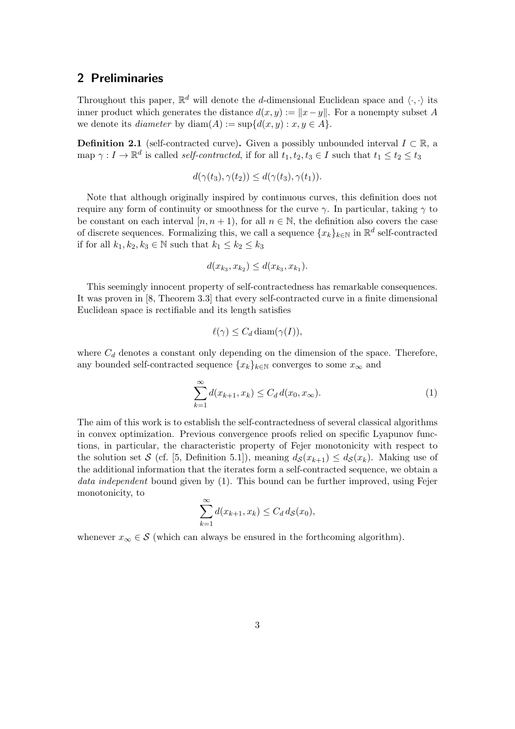## 2 Preliminaries

Throughout this paper, $\mathbb{R}^d$ will denote the $d$-dimensional Euclidean space and $\langle \cdot, \cdot \rangle$ its inner product which generates the distance $d(x, y) := \|x - y\|$. For a nonempty subset $A$ we denote its *diameter* by $\operatorname{diam}(A) := \sup\{d(x, y) : x, y \in A\}$.

**Definition 2.1** (self-contracted curve)**.** Given a possibly unbounded interval $I \subset \mathbb{R}$, a map $\gamma : I \to \mathbb{R}^d$ is called *self-contracted*, if for all $t_1, t_2, t_3 \in I$ such that $t_1 \leq t_2 \leq t_3$

$$d(\gamma(t_3), \gamma(t_2)) \leq d(\gamma(t_3), \gamma(t_1)).$$

Note that although originally inspired by continuous curves, this definition does not require any form of continuity or smoothness for the curve $\gamma$. In particular, taking $\gamma$ to be constant on each interval $[n, n + 1)$, for all $n \in \mathbb{N}$, the definition also covers the case of discrete sequences. Formalizing this, we call a sequence $\{x_k\}_{k\in\mathbb{N}}$ in $\mathbb{R}^d$ self-contracted if for all $k_1, k_2, k_3 \in \mathbb{N}$ such that $k_1 \leq k_2 \leq k_3$

$$d(x_{k_3}, x_{k_2}) \leq d(x_{k_3}, x_{k_1}).$$

This seemingly innocent property of self-contractedness has remarkable consequences. It was proven in [8, Theorem 3.3] that every self-contracted curve in a finite dimensional Euclidean space is rectifiable and its length satisfies

$$\ell(\gamma) \leq C_d \operatorname{diam}(\gamma(I)),$$

where $C_d$ denotes a constant only depending on the dimension of the space. Therefore, any bounded self-contracted sequence $\{x_k\}_{k\in\mathbb{N}}$ converges to some $x_\infty$ and

$$\sum_{k=1}^{\infty} d(x_{k+1}, x_k) \leq C_d \, d(x_0, x_\infty). \tag{1}$$

The aim of this work is to establish the self-contractedness of several classical algorithms in convex optimization. Previous convergence proofs relied on specific Lyapunov functions, in particular, the characteristic property of Fejer monotonicity with respect to the solution set $\mathcal{S}$ (cf. [5, Definition 5.1]), meaning $d_{\mathcal{S}}(x_{k+1}) \leq d_{\mathcal{S}}(x_k)$. Making use of the additional information that the iterates form a self-contracted sequence, we obtain a *data independent* bound given by (1). This bound can be further improved, using Fejer monotonicity, to

$$\sum_{k=1}^{\infty} d(x_{k+1}, x_k) \leq C_d \, d_{\mathcal{S}}(x_0),$$

whenever $x_\infty \in \mathcal{S}$ (which can always be ensured in the forthcoming algorithm).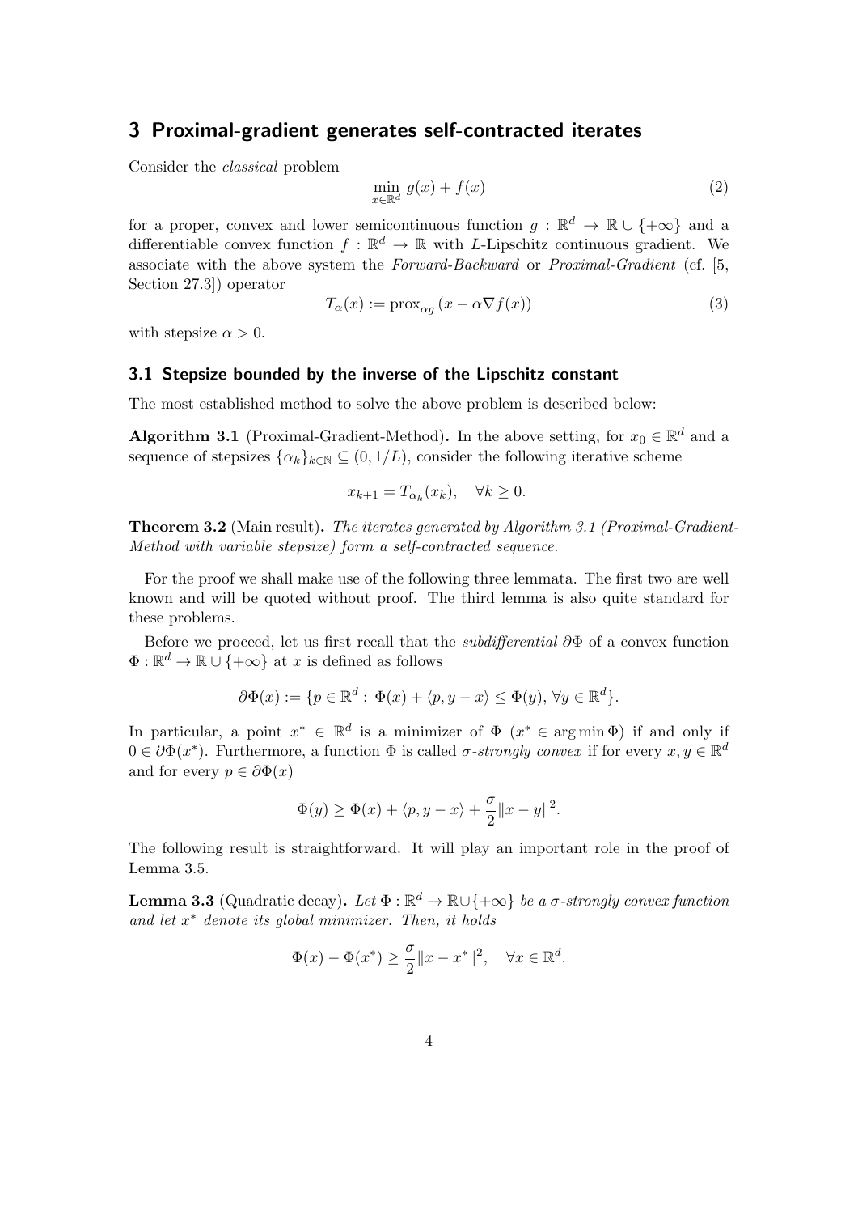## 3 Proximal-gradient generates self-contracted iterates

Consider the *classical* problem

$$\min_{x \in \mathbb{R}^d} g(x) + f(x) \tag{2}$$

for a proper, convex and lower semicontinuous function $g : \mathbb{R}^d \to \mathbb{R} \cup \{+\infty\}$ and a differentiable convex function $f : \mathbb{R}^d \to \mathbb{R}$ with $L$-Lipschitz continuous gradient. We associate with the above system the *Forward-Backward* or *Proximal-Gradient* (cf. [5, Section 27.3]) operator

$$T_\alpha(x) := \operatorname{prox}_{\alpha g}(x - \alpha \nabla f(x)) \tag{3}$$

with stepsize $\alpha > 0$.

### 3.1 Stepsize bounded by the inverse of the Lipschitz constant

The most established method to solve the above problem is described below:

**Algorithm 3.1** (Proximal-Gradient-Method)**.** In the above setting, for $x_0 \in \mathbb{R}^d$ and a sequence of stepsizes $\{\alpha_k\}_{k \in \mathbb{N}} \subseteq (0, 1/L)$, consider the following iterative scheme

$$x_{k+1} = T_{\alpha_k}(x_k), \quad \forall k \geq 0.$$

**Theorem 3.2** (Main result)**.** *The iterates generated by Algorithm 3.1 (Proximal-Gradient-Method with variable stepsize) form a self-contracted sequence.*

For the proof we shall make use of the following three lemmata. The first two are well known and will be quoted without proof. The third lemma is also quite standard for these problems.

Before we proceed, let us first recall that the *subdifferential* $\partial\Phi$ of a convex function $\Phi : \mathbb{R}^d \to \mathbb{R} \cup \{+\infty\}$ at $x$ is defined as follows

$$\partial\Phi(x) := \{p \in \mathbb{R}^d : \Phi(x) + \langle p, y - x \rangle \leq \Phi(y), \forall y \in \mathbb{R}^d\}.$$

In particular, a point $x^* \in \mathbb{R}^d$ is a minimizer of $\Phi$ ($x^* \in \arg\min \Phi$) if and only if $0 \in \partial\Phi(x^*)$. Furthermore, a function $\Phi$ is called *$\sigma$-strongly convex* if for every $x, y \in \mathbb{R}^d$ and for every $p \in \partial\Phi(x)$

$$\Phi(y) \geq \Phi(x) + \langle p, y - x \rangle + \frac{\sigma}{2}\|x - y\|^2.$$

The following result is straightforward. It will play an important role in the proof of Lemma 3.5.

**Lemma 3.3** (Quadratic decay)**.** *Let $\Phi : \mathbb{R}^d \to \mathbb{R} \cup \{+\infty\}$ be a $\sigma$-strongly convex function and let $x^*$ denote its global minimizer. Then, it holds*

$$\Phi(x) - \Phi(x^*) \geq \frac{\sigma}{2}\|x - x^*\|^2, \quad \forall x \in \mathbb{R}^d.$$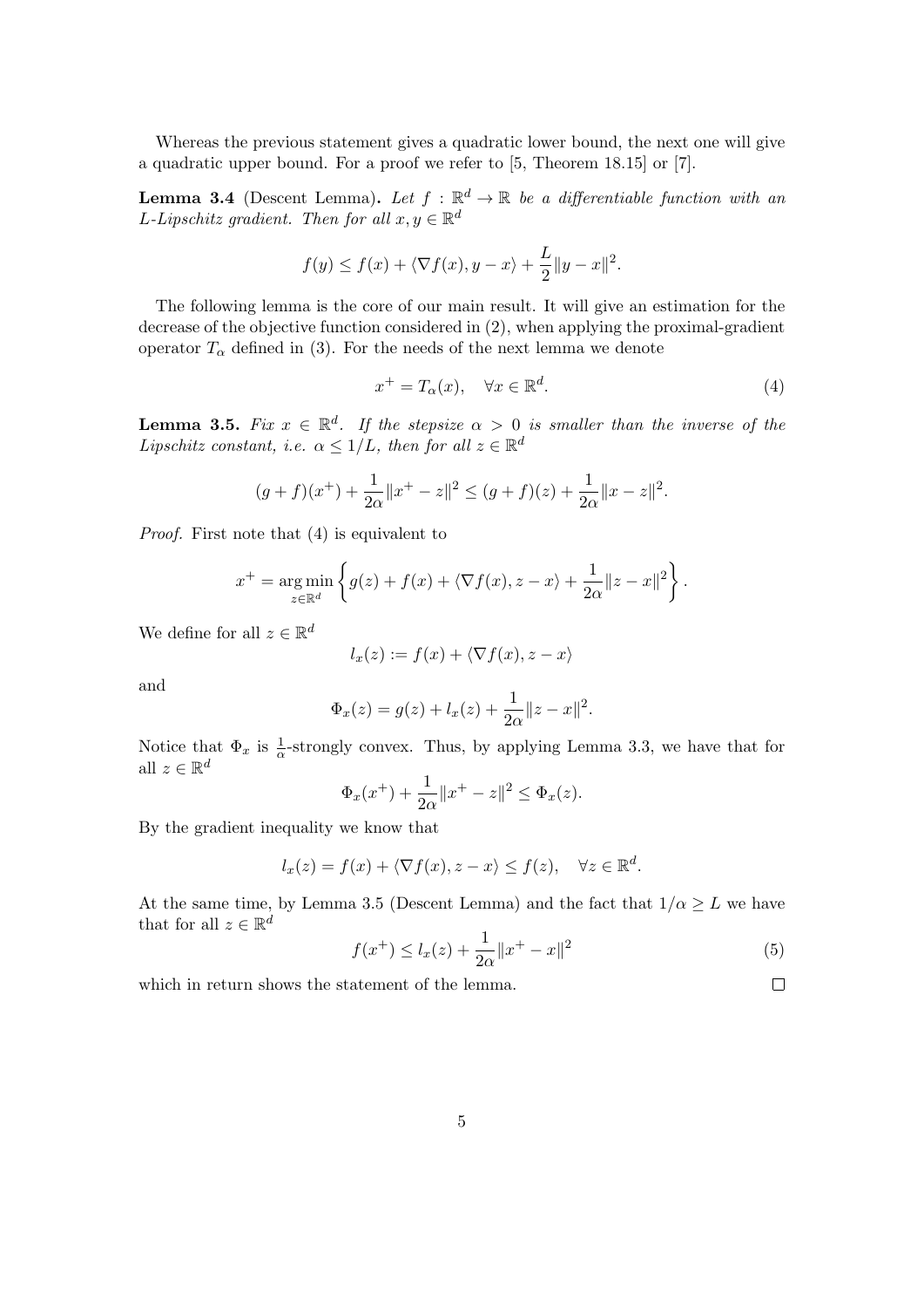Whereas the previous statement gives a quadratic lower bound, the next one will give a quadratic upper bound. For a proof we refer to [5, Theorem 18.15] or [7].

**Lemma 3.4** (Descent Lemma)**.** *Let $f : \mathbb{R}^d \to \mathbb{R}$ be a differentiable function with an $L$-Lipschitz gradient. Then for all $x, y \in \mathbb{R}^d$*

$$f(y) \leq f(x) + \langle \nabla f(x), y - x \rangle + \frac{L}{2}\|y - x\|^2.$$

The following lemma is the core of our main result. It will give an estimation for the decrease of the objective function considered in (2), when applying the proximal-gradient operator $T_\alpha$ defined in (3). For the needs of the next lemma we denote

$$x^+ = T_\alpha(x), \quad \forall x \in \mathbb{R}^d. \tag{4}$$

**Lemma 3.5.** *Fix $x \in \mathbb{R}^d$. If the stepsize $\alpha > 0$ is smaller than the inverse of the Lipschitz constant, i.e. $\alpha \leq 1/L$, then for all $z \in \mathbb{R}^d$*

$$(g + f)(x^+) + \frac{1}{2\alpha}\|x^+ - z\|^2 \leq (g + f)(z) + \frac{1}{2\alpha}\|x - z\|^2.$$

*Proof.* First note that (4) is equivalent to

$$x^+ = \underset{z \in \mathbb{R}^d}{\arg\min} \left\{ g(z) + f(x) + \langle \nabla f(x), z - x \rangle + \frac{1}{2\alpha}\|z - x\|^2 \right\}.$$

We define for all $z \in \mathbb{R}^d$

$$l_x(z) := f(x) + \langle \nabla f(x), z - x \rangle$$

and

$$\Phi_x(z) = g(z) + l_x(z) + \frac{1}{2\alpha}\|z - x\|^2.$$

Notice that $\Phi_x$ is $\frac{1}{\alpha}$-strongly convex. Thus, by applying Lemma 3.3, we have that for all $z \in \mathbb{R}^d$

$$\Phi_x(x^+) + \frac{1}{2\alpha}\|x^+ - z\|^2 \leq \Phi_x(z).$$

By the gradient inequality we know that

$$l_x(z) = f(x) + \langle \nabla f(x), z - x \rangle \leq f(z), \quad \forall z \in \mathbb{R}^d.$$

At the same time, by Lemma 3.5 (Descent Lemma) and the fact that $1/\alpha \geq L$ we have that for all $z \in \mathbb{R}^d$

$$f(x^+) \leq l_x(z) + \frac{1}{2\alpha}\|x^+ - x\|^2 \tag{5}$$

which in return shows the statement of the lemma. □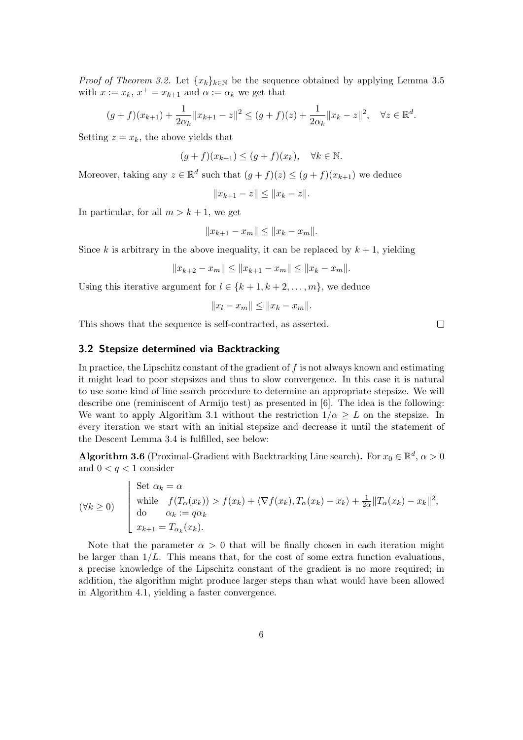*Proof of Theorem 3.2.* Let $\{x_k\}_{k\in\mathbb{N}}$ be the sequence obtained by applying Lemma 3.5 with $x := x_k$, $x^+ = x_{k+1}$ and $\alpha := \alpha_k$ we get that

$$(g+f)(x_{k+1}) + \frac{1}{2\alpha_k}\|x_{k+1} - z\|^2 \le (g+f)(z) + \frac{1}{2\alpha_k}\|x_k - z\|^2, \quad \forall z \in \mathbb{R}^d.$$

Setting $z = x_k$, the above yields that

$$(g+f)(x_{k+1}) \le (g+f)(x_k), \quad \forall k \in \mathbb{N}.$$

Moreover, taking any $z \in \mathbb{R}^d$ such that $(g+f)(z) \le (g+f)(x_{k+1})$ we deduce

$$\|x_{k+1} - z\| \le \|x_k - z\|.$$

In particular, for all $m > k+1$, we get

$$\|x_{k+1} - x_m\| \le \|x_k - x_m\|.$$

Since $k$ is arbitrary in the above inequality, it can be replaced by $k+1$, yielding

$$\|x_{k+2} - x_m\| \le \|x_{k+1} - x_m\| \le \|x_k - x_m\|.$$

Using this iterative argument for $l \in \{k+1, k+2, \dots, m\}$, we deduce

$$\|x_l - x_m\| \le \|x_k - x_m\|.$$

This shows that the sequence is self-contracted, as asserted. □

### 3.2 Stepsize determined via Backtracking

In practice, the Lipschitz constant of the gradient of $f$ is not always known and estimating it might lead to poor stepsizes and thus to slow convergence. In this case it is natural to use some kind of line search procedure to determine an appropriate stepsize. We will describe one (reminiscent of Armijo test) as presented in [6]. The idea is the following: We want to apply Algorithm 3.1 without the restriction $1/\alpha \ge L$ on the stepsize. In every iteration we start with an initial stepsize and decrease it until the statement of the Descent Lemma 3.4 is fulfilled, see below:

**Algorithm 3.6** (Proximal-Gradient with Backtracking Line search)**.** For $x_0 \in \mathbb{R}^d$, $\alpha > 0$ and $0 < q < 1$ consider

$$(\forall k \ge 0) \quad \left\lfloor \begin{array}{l} \text{Set } \alpha_k = \alpha \\ \text{while} \quad f(T_\alpha(x_k)) > f(x_k) + \langle \nabla f(x_k), T_\alpha(x_k) - x_k \rangle + \frac{1}{2\alpha}\|T_\alpha(x_k) - x_k\|^2, \\ \text{do} \quad\ \ \alpha_k := q\alpha_k \\ x_{k+1} = T_{\alpha_k}(x_k). \end{array} \right.$$

Note that the parameter $\alpha > 0$ that will be finally chosen in each iteration might be larger than $1/L$. This means that, for the cost of some extra function evaluations, a precise knowledge of the Lipschitz constant of the gradient is no more required; in addition, the algorithm might produce larger steps than what would have been allowed in Algorithm 4.1, yielding a faster convergence.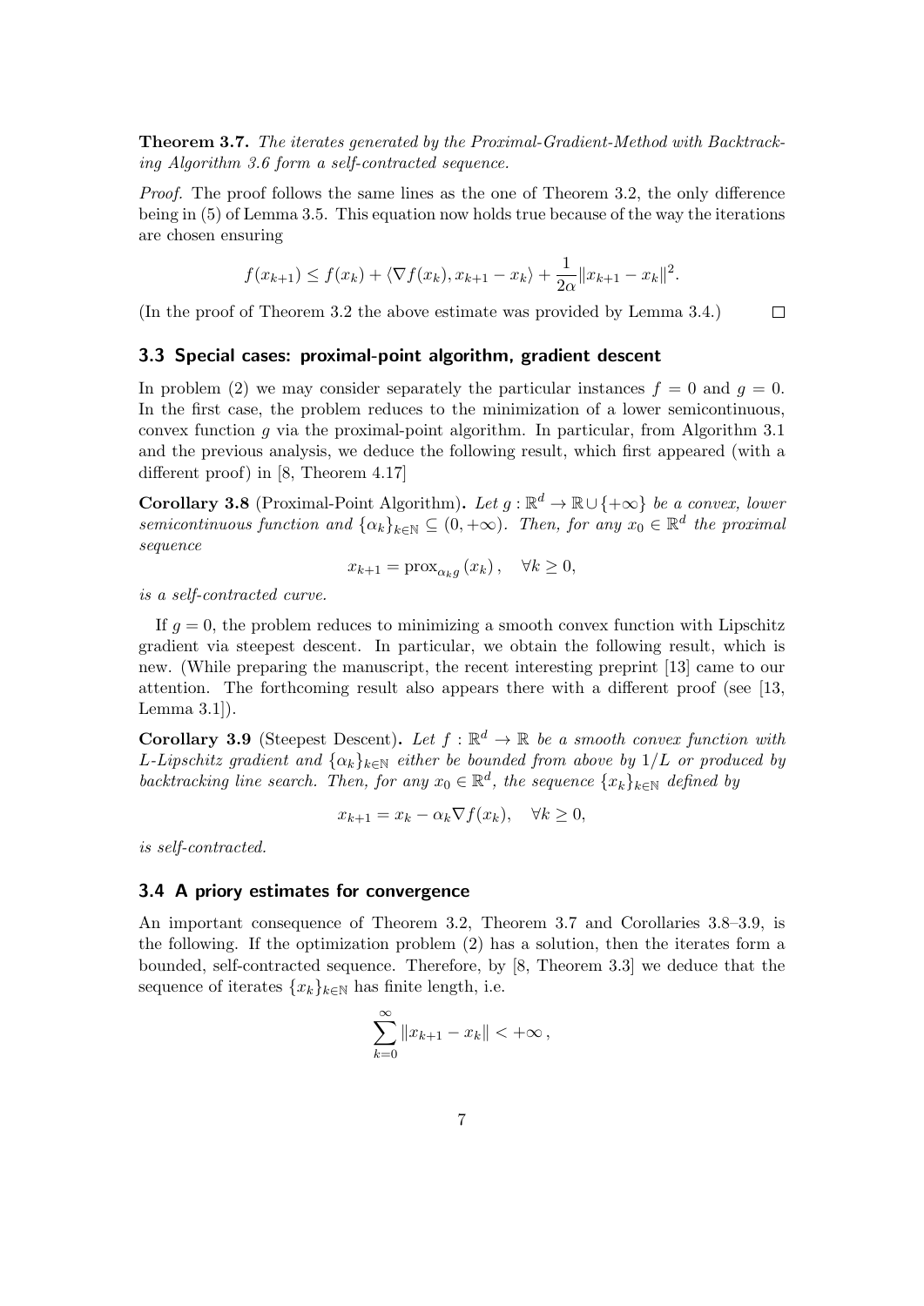**Theorem 3.7.** *The iterates generated by the Proximal-Gradient-Method with Backtracking Algorithm 3.6 form a self-contracted sequence.*

*Proof.* The proof follows the same lines as the one of Theorem 3.2, the only difference being in (5) of Lemma 3.5. This equation now holds true because of the way the iterations are chosen ensuring

$$f(x_{k+1}) \leq f(x_k) + \langle \nabla f(x_k), x_{k+1} - x_k \rangle + \frac{1}{2\alpha} \|x_{k+1} - x_k\|^2.$$

(In the proof of Theorem 3.2 the above estimate was provided by Lemma 3.4.) $\square$

### 3.3 Special cases: proximal-point algorithm, gradient descent

In problem (2) we may consider separately the particular instances $f = 0$ and $g = 0$. In the first case, the problem reduces to the minimization of a lower semicontinuous, convex function $g$ via the proximal-point algorithm. In particular, from Algorithm 3.1 and the previous analysis, we deduce the following result, which first appeared (with a different proof) in [8, Theorem 4.17]

**Corollary 3.8** (Proximal-Point Algorithm)**.** *Let $g : \mathbb{R}^d \to \mathbb{R} \cup \{+\infty\}$ be a convex, lower semicontinuous function and $\{\alpha_k\}_{k\in\mathbb{N}} \subseteq (0, +\infty)$. Then, for any $x_0 \in \mathbb{R}^d$ the proximal sequence*

$$x_{k+1} = \operatorname{prox}_{\alpha_k g}(x_k), \quad \forall k \geq 0,$$

*is a self-contracted curve.*

If $g = 0$, the problem reduces to minimizing a smooth convex function with Lipschitz gradient via steepest descent. In particular, we obtain the following result, which is new. (While preparing the manuscript, the recent interesting preprint [13] came to our attention. The forthcoming result also appears there with a different proof (see [13, Lemma 3.1]).

**Corollary 3.9** (Steepest Descent)**.** *Let $f : \mathbb{R}^d \to \mathbb{R}$ be a smooth convex function with $L$-Lipschitz gradient and $\{\alpha_k\}_{k\in\mathbb{N}}$ either be bounded from above by $1/L$ or produced by backtracking line search. Then, for any $x_0 \in \mathbb{R}^d$, the sequence $\{x_k\}_{k\in\mathbb{N}}$ defined by*

$$x_{k+1} = x_k - \alpha_k \nabla f(x_k), \quad \forall k \geq 0,$$

*is self-contracted.*

### 3.4 A priory estimates for convergence

An important consequence of Theorem 3.2, Theorem 3.7 and Corollaries 3.8–3.9, is the following. If the optimization problem (2) has a solution, then the iterates form a bounded, self-contracted sequence. Therefore, by [8, Theorem 3.3] we deduce that the sequence of iterates $\{x_k\}_{k\in\mathbb{N}}$ has finite length, i.e.

$$\sum_{k=0}^{\infty} \|x_{k+1} - x_k\| < +\infty\,,$$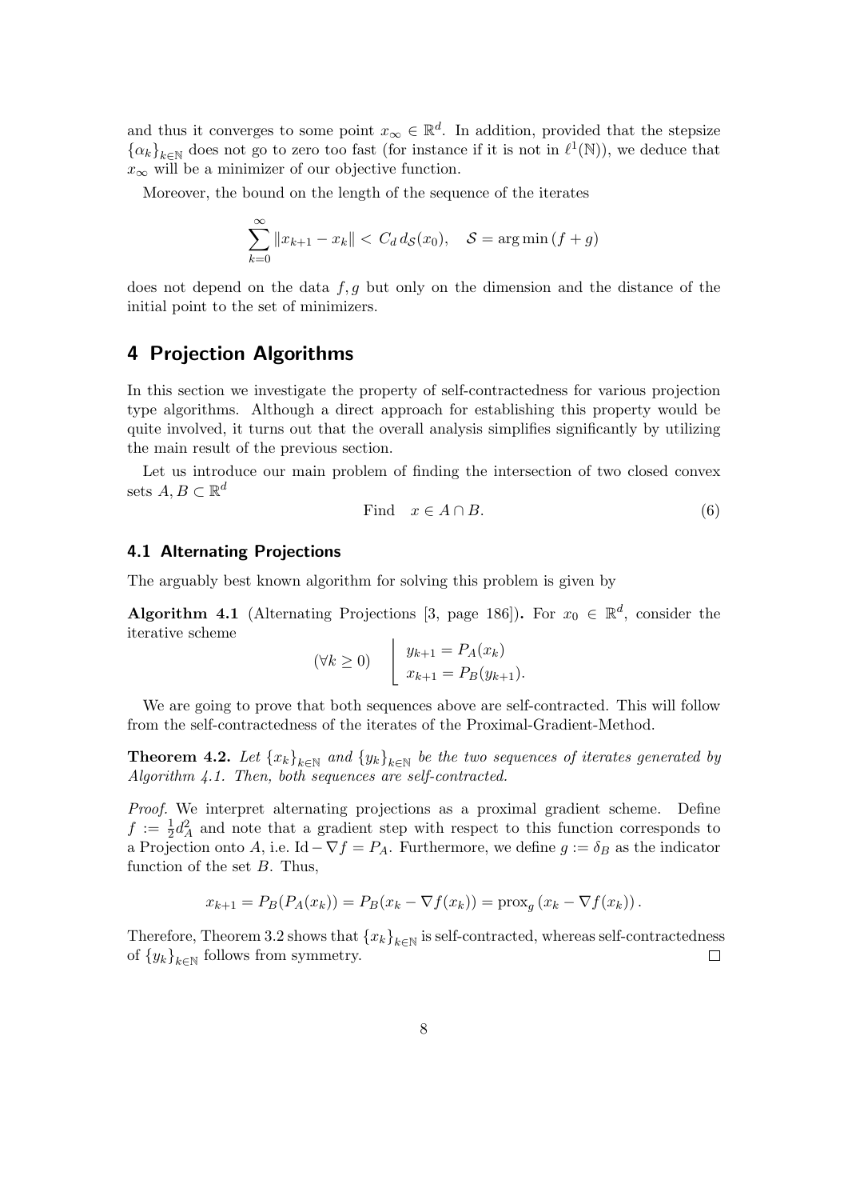and thus it converges to some point $x_\infty \in \mathbb{R}^d$. In addition, provided that the stepsize $\{\alpha_k\}_{k\in\mathbb{N}}$ does not go to zero too fast (for instance if it is not in $\ell^1(\mathbb{N})$), we deduce that $x_\infty$ will be a minimizer of our objective function.

Moreover, the bound on the length of the sequence of the iterates

$$\sum_{k=0}^{\infty} \|x_{k+1} - x_k\| < C_d \, d_{\mathcal{S}}(x_0), \quad \mathcal{S} = \arg\min (f + g)$$

does not depend on the data $f, g$ but only on the dimension and the distance of the initial point to the set of minimizers.

## 4 Projection Algorithms

In this section we investigate the property of self-contractedness for various projection type algorithms. Although a direct approach for establishing this property would be quite involved, it turns out that the overall analysis simplifies significantly by utilizing the main result of the previous section.

Let us introduce our main problem of finding the intersection of two closed convex sets $A, B \subset \mathbb{R}^d$

$$\text{Find} \quad x \in A \cap B. \tag{6}$$

### 4.1 Alternating Projections

The arguably best known algorithm for solving this problem is given by

**Algorithm 4.1** (Alternating Projections [3, page 186])**.** For $x_0 \in \mathbb{R}^d$, consider the iterative scheme

$$(\forall k \geq 0) \quad \left\lfloor \begin{array}{l} y_{k+1} = P_A(x_k) \\ x_{k+1} = P_B(y_{k+1}). \end{array} \right.$$

We are going to prove that both sequences above are self-contracted. This will follow from the self-contractedness of the iterates of the Proximal-Gradient-Method.

**Theorem 4.2.** *Let $\{x_k\}_{k\in\mathbb{N}}$ and $\{y_k\}_{k\in\mathbb{N}}$ be the two sequences of iterates generated by Algorithm 4.1. Then, both sequences are self-contracted.*

*Proof.* We interpret alternating projections as a proximal gradient scheme. Define $f := \frac{1}{2}d_A^2$ and note that a gradient step with respect to this function corresponds to a Projection onto $A$, i.e. $\mathrm{Id} - \nabla f = P_A$. Furthermore, we define $g := \delta_B$ as the indicator function of the set $B$. Thus,

$$x_{k+1} = P_B(P_A(x_k)) = P_B(x_k - \nabla f(x_k)) = \mathrm{prox}_g (x_k - \nabla f(x_k)).$$

Therefore, Theorem 3.2 shows that $\{x_k\}_{k\in\mathbb{N}}$ is self-contracted, whereas self-contractedness of $\{y_k\}_{k\in\mathbb{N}}$ follows from symmetry. $\square$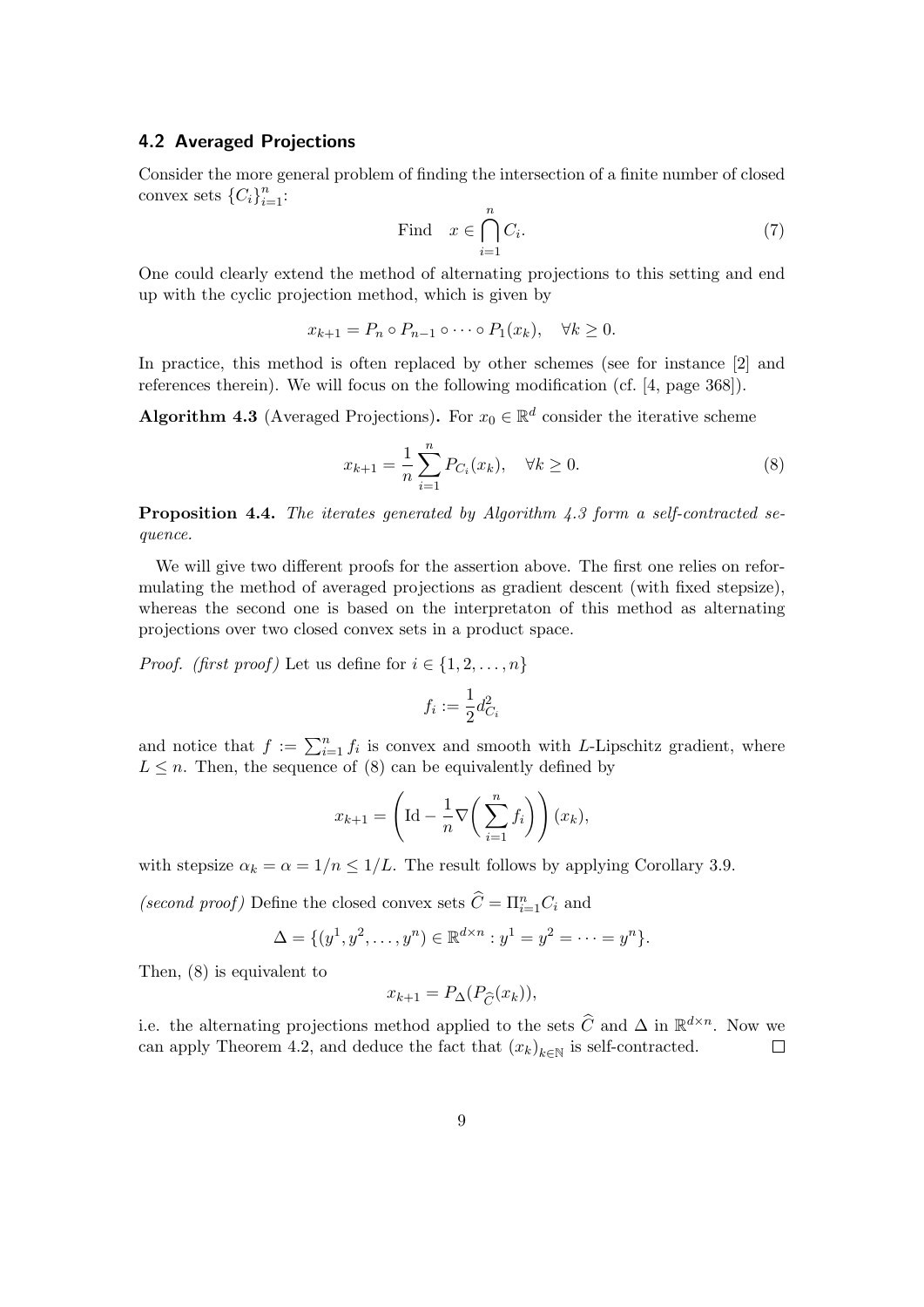### 4.2 Averaged Projections

Consider the more general problem of finding the intersection of a finite number of closed convex sets $\{C_i\}_{i=1}^n$:

$$\text{Find} \quad x \in \bigcap_{i=1}^{n} C_i. \tag{7}$$

One could clearly extend the method of alternating projections to this setting and end up with the cyclic projection method, which is given by

$$x_{k+1} = P_n \circ P_{n-1} \circ \cdots \circ P_1(x_k), \quad \forall k \geq 0.$$

In practice, this method is often replaced by other schemes (see for instance [2] and references therein). We will focus on the following modification (cf. [4, page 368]).

**Algorithm 4.3** (Averaged Projections)**.** For $x_0 \in \mathbb{R}^d$ consider the iterative scheme

$$x_{k+1} = \frac{1}{n} \sum_{i=1}^{n} P_{C_i}(x_k), \quad \forall k \geq 0. \tag{8}$$

**Proposition 4.4.** *The iterates generated by Algorithm 4.3 form a self-contracted sequence.*

We will give two different proofs for the assertion above. The first one relies on reformulating the method of averaged projections as gradient descent (with fixed stepsize), whereas the second one is based on the interpretaton of this method as alternating projections over two closed convex sets in a product space.

*Proof. (first proof)* Let us define for $i \in \{1, 2, \ldots, n\}$

$$f_i := \frac{1}{2} d_{C_i}^2$$

and notice that $f := \sum_{i=1}^{n} f_i$ is convex and smooth with $L$-Lipschitz gradient, where $L \leq n$. Then, the sequence of (8) can be equivalently defined by

$$x_{k+1} = \left( \mathrm{Id} - \frac{1}{n} \nabla \bigg( \sum_{i=1}^{n} f_i \bigg) \right)(x_k),$$

with stepsize $\alpha_k = \alpha = 1/n \leq 1/L$. The result follows by applying Corollary 3.9.

*(second proof)* Define the closed convex sets $\widehat{C} = \Pi_{i=1}^{n} C_i$ and

$$\Delta = \{(y^1, y^2, \ldots, y^n) \in \mathbb{R}^{d \times n} : y^1 = y^2 = \cdots = y^n\}.$$

Then, (8) is equivalent to

$$x_{k+1} = P_\Delta(P_{\widehat{C}}(x_k)),$$

i.e. the alternating projections method applied to the sets $\widehat{C}$ and $\Delta$ in $\mathbb{R}^{d \times n}$. Now we can apply Theorem 4.2, and deduce the fact that $(x_k)_{k \in \mathbb{N}}$ is self-contracted. $\square$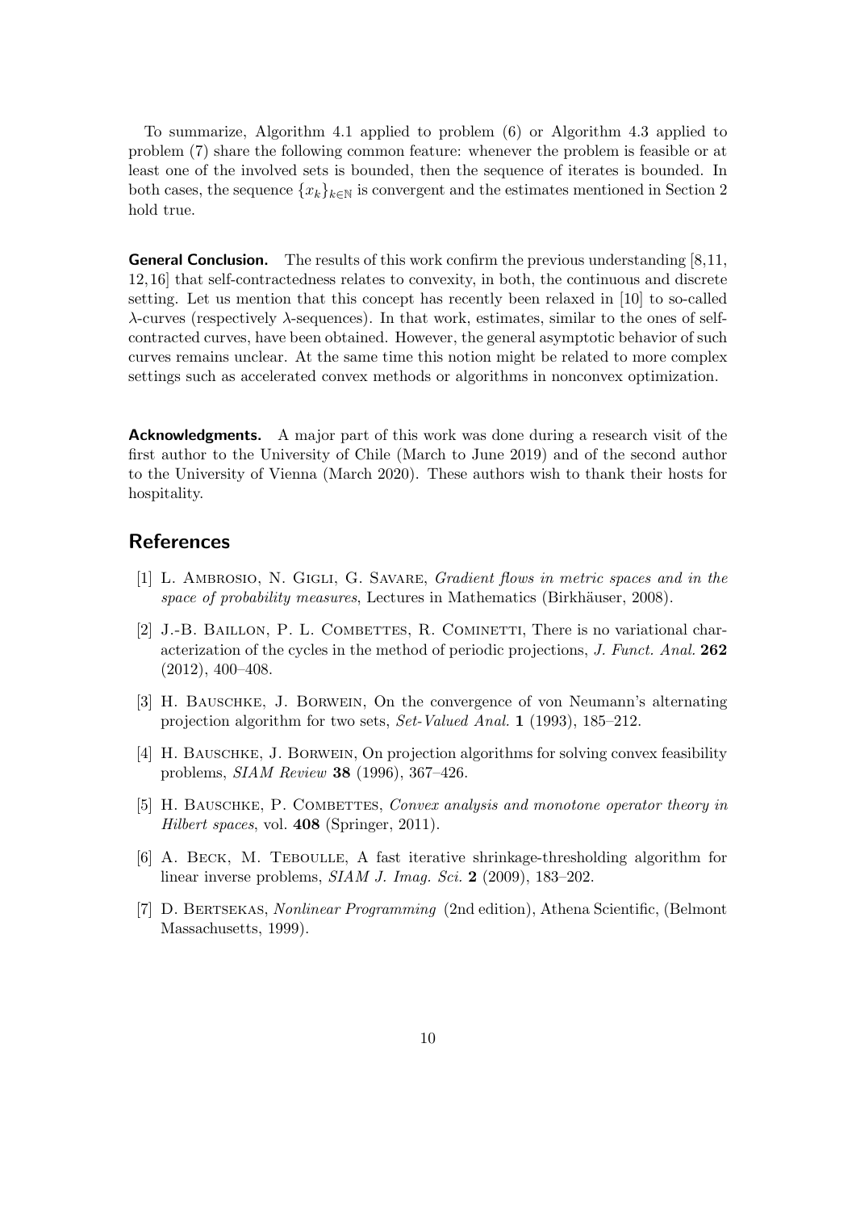To summarize, Algorithm 4.1 applied to problem (6) or Algorithm 4.3 applied to problem (7) share the following common feature: whenever the problem is feasible or at least one of the involved sets is bounded, then the sequence of iterates is bounded. In both cases, the sequence $\{x_k\}_{k\in\mathbb{N}}$ is convergent and the estimates mentioned in Section 2 hold true.

**General Conclusion.** The results of this work confirm the previous understanding [8,11, 12,16] that self-contractedness relates to convexity, in both, the continuous and discrete setting. Let us mention that this concept has recently been relaxed in [10] to so-called $\lambda$-curves (respectively $\lambda$-sequences). In that work, estimates, similar to the ones of self-contracted curves, have been obtained. However, the general asymptotic behavior of such curves remains unclear. At the same time this notion might be related to more complex settings such as accelerated convex methods or algorithms in nonconvex optimization.

**Acknowledgments.** A major part of this work was done during a research visit of the first author to the University of Chile (March to June 2019) and of the second author to the University of Vienna (March 2020). These authors wish to thank their hosts for hospitality.

## References

[1] L. Ambrosio, N. Gigli, G. Savare, *Gradient flows in metric spaces and in the space of probability measures*, Lectures in Mathematics (Birkhäuser, 2008).

[2] J.-B. Baillon, P. L. Combettes, R. Cominetti, There is no variational characterization of the cycles in the method of periodic projections, *J. Funct. Anal.* **262** (2012), 400–408.

[3] H. Bauschke, J. Borwein, On the convergence of von Neumann's alternating projection algorithm for two sets, *Set-Valued Anal.* **1** (1993), 185–212.

[4] H. Bauschke, J. Borwein, On projection algorithms for solving convex feasibility problems, *SIAM Review* **38** (1996), 367–426.

[5] H. Bauschke, P. Combettes, *Convex analysis and monotone operator theory in Hilbert spaces*, vol. **408** (Springer, 2011).

[6] A. Beck, M. Teboulle, A fast iterative shrinkage-thresholding algorithm for linear inverse problems, *SIAM J. Imag. Sci.* **2** (2009), 183–202.

[7] D. Bertsekas, *Nonlinear Programming* (2nd edition), Athena Scientific, (Belmont Massachusetts, 1999).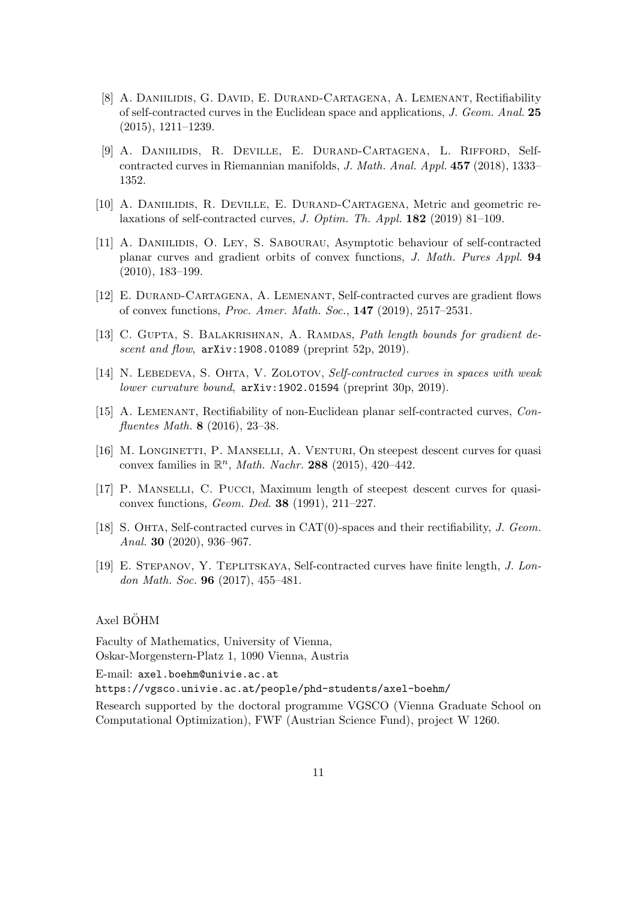[8] A. Daniilidis, G. David, E. Durand-Cartagena, A. Lemenant, Rectifiability of self-contracted curves in the Euclidean space and applications, *J. Geom. Anal.* **25** (2015), 1211–1239.

[9] A. Daniilidis, R. Deville, E. Durand-Cartagena, L. Rifford, Self-contracted curves in Riemannian manifolds, *J. Math. Anal. Appl.* **457** (2018), 1333–1352.

[10] A. Daniilidis, R. Deville, E. Durand-Cartagena, Metric and geometric relaxations of self-contracted curves, *J. Optim. Th. Appl.* **182** (2019) 81–109.

[11] A. Daniilidis, O. Ley, S. Sabourau, Asymptotic behaviour of self-contracted planar curves and gradient orbits of convex functions, *J. Math. Pures Appl.* **94** (2010), 183–199.

[12] E. Durand-Cartagena, A. Lemenant, Self-contracted curves are gradient flows of convex functions, *Proc. Amer. Math. Soc.*, **147** (2019), 2517–2531.

[13] C. Gupta, S. Balakrishnan, A. Ramdas, *Path length bounds for gradient descent and flow*, `arXiv:1908.01089` (preprint 52p, 2019).

[14] N. Lebedeva, S. Ohta, V. Zolotov, *Self-contracted curves in spaces with weak lower curvature bound*, `arXiv:1902.01594` (preprint 30p, 2019).

[15] A. Lemenant, Rectifiability of non-Euclidean planar self-contracted curves, *Confluentes Math.* **8** (2016), 23–38.

[16] M. Longinetti, P. Manselli, A. Venturi, On steepest descent curves for quasi convex families in $\mathbb{R}^n$, *Math. Nachr.* **288** (2015), 420–442.

[17] P. Manselli, C. Pucci, Maximum length of steepest descent curves for quasi-convex functions, *Geom. Ded.* **38** (1991), 211–227.

[18] S. Ohta, Self-contracted curves in CAT(0)-spaces and their rectifiability, *J. Geom. Anal.* **30** (2020), 936–967.

[19] E. Stepanov, Y. Teplitskaya, Self-contracted curves have finite length, *J. London Math. Soc.* **96** (2017), 455–481.

Axel BÖHM

Faculty of Mathematics, University of Vienna,
Oskar-Morgenstern-Platz 1, 1090 Vienna, Austria

E-mail: `axel.boehm@univie.ac.at`
`https://vgsco.univie.ac.at/people/phd-students/axel-boehm/`

Research supported by the doctoral programme VGSCO (Vienna Graduate School on Computational Optimization), FWF (Austrian Science Fund), project W 1260.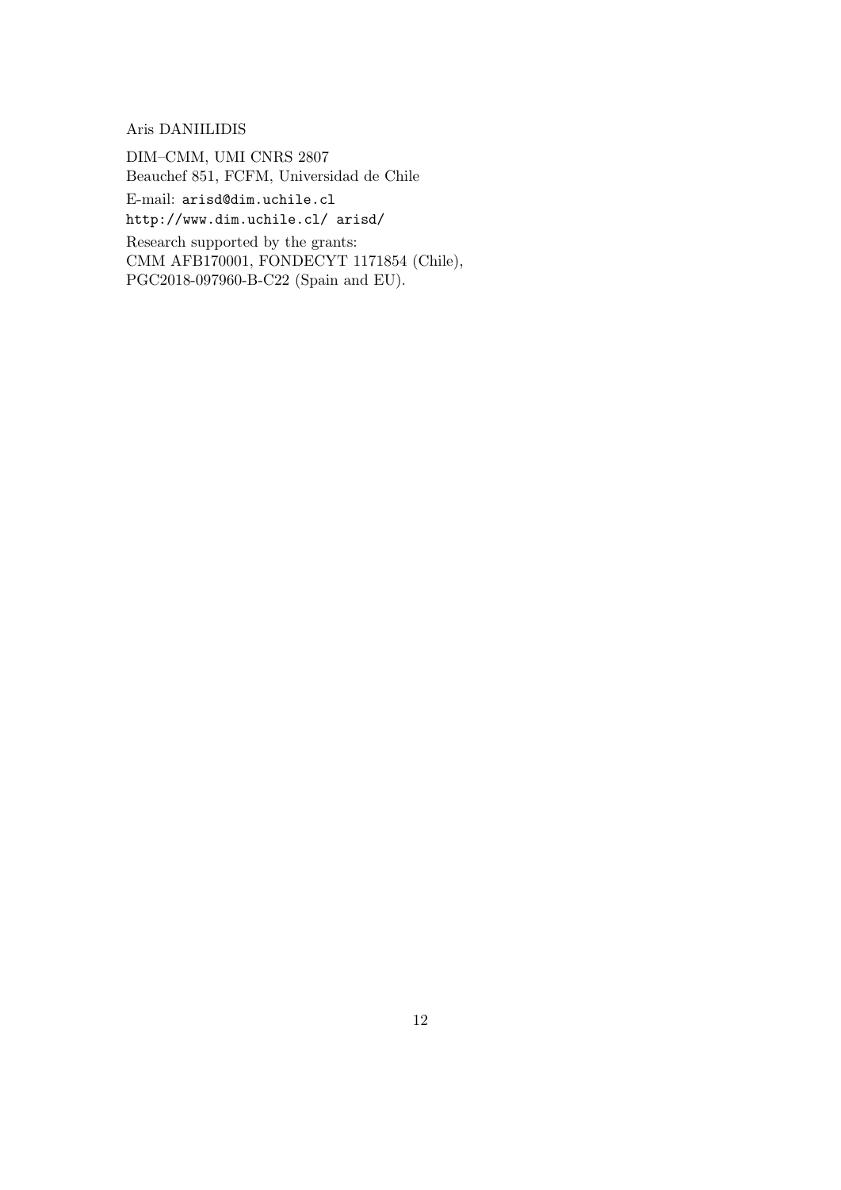Aris DANIILIDIS

DIM–CMM, UMI CNRS 2807
Beauchef 851, FCFM, Universidad de Chile

E-mail: `arisd@dim.uchile.cl`
`http://www.dim.uchile.cl/ arisd/`

Research supported by the grants:
CMM AFB170001, FONDECYT 1171854 (Chile),
PGC2018-097960-B-C22 (Spain and EU).